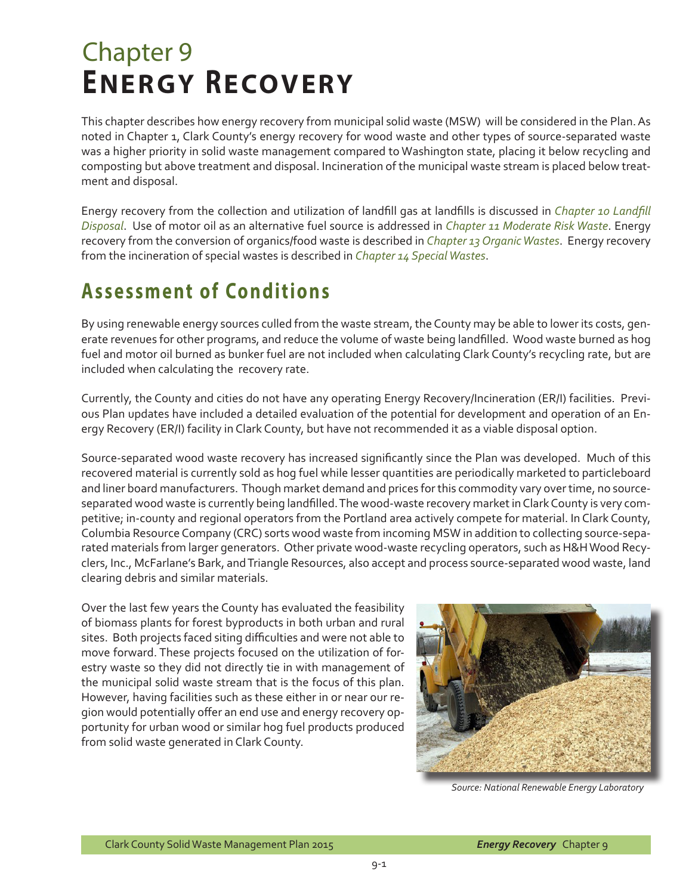# Chapter 9
# Energy Recovery

This chapter describes how energy recovery from municipal solid waste (MSW) will be considered in the Plan. As noted in Chapter 1, Clark County's energy recovery for wood waste and other types of source-separated waste was a higher priority in solid waste management compared to Washington state, placing it below recycling and composting but above treatment and disposal. Incineration of the municipal waste stream is placed below treatment and disposal.

Energy recovery from the collection and utilization of landfill gas at landfills is discussed in *Chapter 10 Landfill Disposal*. Use of motor oil as an alternative fuel source is addressed in *Chapter 11 Moderate Risk Waste*. Energy recovery from the conversion of organics/food waste is described in *Chapter 13 Organic Wastes*. Energy recovery from the incineration of special wastes is described in *Chapter 14 Special Wastes*.

## Assessment of Conditions

By using renewable energy sources culled from the waste stream, the County may be able to lower its costs, generate revenues for other programs, and reduce the volume of waste being landfilled. Wood waste burned as hog fuel and motor oil burned as bunker fuel are not included when calculating Clark County's recycling rate, but are included when calculating the recovery rate.

Currently, the County and cities do not have any operating Energy Recovery/Incineration (ER/I) facilities. Previous Plan updates have included a detailed evaluation of the potential for development and operation of an Energy Recovery (ER/I) facility in Clark County, but have not recommended it as a viable disposal option.

Source-separated wood waste recovery has increased significantly since the Plan was developed. Much of this recovered material is currently sold as hog fuel while lesser quantities are periodically marketed to particleboard and liner board manufacturers. Though market demand and prices for this commodity vary over time, no source-separated wood waste is currently being landfilled. The wood-waste recovery market in Clark County is very competitive; in-county and regional operators from the Portland area actively compete for material. In Clark County, Columbia Resource Company (CRC) sorts wood waste from incoming MSW in addition to collecting source-separated materials from larger generators. Other private wood-waste recycling operators, such as H&H Wood Recyclers, Inc., McFarlane's Bark, and Triangle Resources, also accept and process source-separated wood waste, land clearing debris and similar materials.

Over the last few years the County has evaluated the feasibility of biomass plants for forest byproducts in both urban and rural sites. Both projects faced siting difficulties and were not able to move forward. These projects focused on the utilization of forestry waste so they did not directly tie in with management of the municipal solid waste stream that is the focus of this plan. However, having facilities such as these either in or near our region would potentially offer an end use and energy recovery opportunity for urban wood or similar hog fuel products produced from solid waste generated in Clark County.

*Source: National Renewable Energy Laboratory*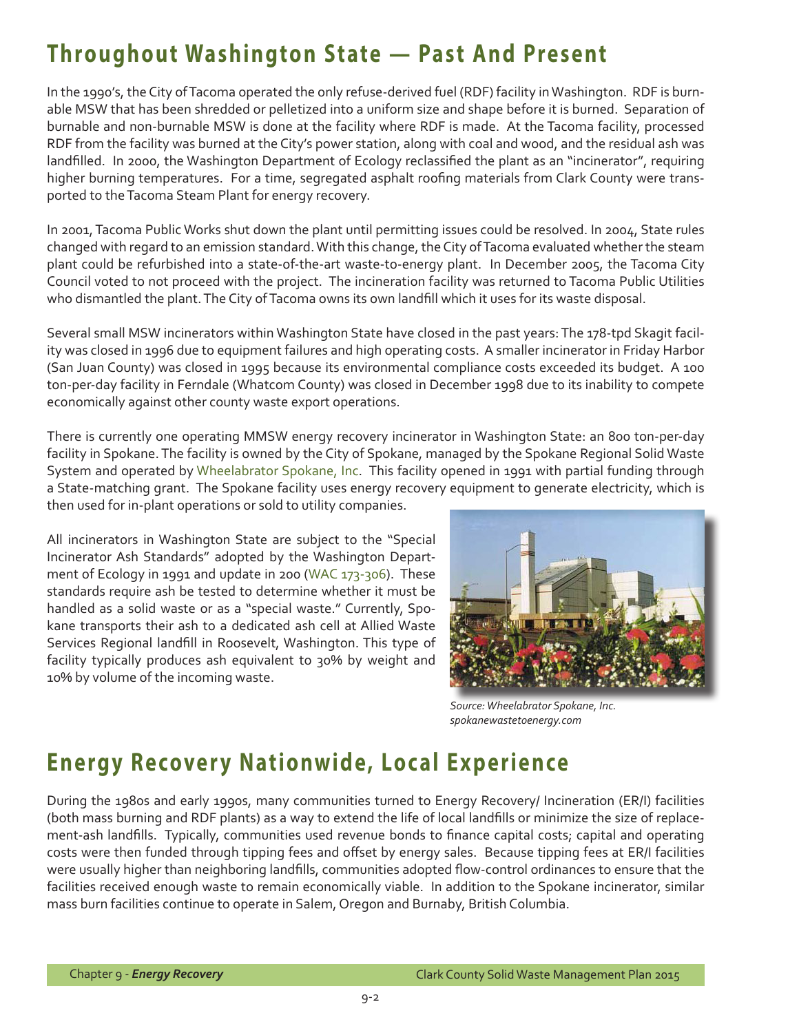## Throughout Washington State — Past And Present

In the 1990's, the City of Tacoma operated the only refuse-derived fuel (RDF) facility in Washington. RDF is burnable MSW that has been shredded or pelletized into a uniform size and shape before it is burned. Separation of burnable and non-burnable MSW is done at the facility where RDF is made. At the Tacoma facility, processed RDF from the facility was burned at the City's power station, along with coal and wood, and the residual ash was landfilled. In 2000, the Washington Department of Ecology reclassified the plant as an "incinerator", requiring higher burning temperatures. For a time, segregated asphalt roofing materials from Clark County were transported to the Tacoma Steam Plant for energy recovery.

In 2001, Tacoma Public Works shut down the plant until permitting issues could be resolved. In 2004, State rules changed with regard to an emission standard. With this change, the City of Tacoma evaluated whether the steam plant could be refurbished into a state-of-the-art waste-to-energy plant. In December 2005, the Tacoma City Council voted to not proceed with the project. The incineration facility was returned to Tacoma Public Utilities who dismantled the plant. The City of Tacoma owns its own landfill which it uses for its waste disposal.

Several small MSW incinerators within Washington State have closed in the past years: The 178-tpd Skagit facility was closed in 1996 due to equipment failures and high operating costs. A smaller incinerator in Friday Harbor (San Juan County) was closed in 1995 because its environmental compliance costs exceeded its budget. A 100 ton-per-day facility in Ferndale (Whatcom County) was closed in December 1998 due to its inability to compete economically against other county waste export operations.

There is currently one operating MMSW energy recovery incinerator in Washington State: an 800 ton-per-day facility in Spokane. The facility is owned by the City of Spokane, managed by the Spokane Regional Solid Waste System and operated by Wheelabrator Spokane, Inc. This facility opened in 1991 with partial funding through a State-matching grant. The Spokane facility uses energy recovery equipment to generate electricity, which is then used for in-plant operations or sold to utility companies.

All incinerators in Washington State are subject to the "Special Incinerator Ash Standards" adopted by the Washington Department of Ecology in 1991 and update in 200 (WAC 173-306). These standards require ash be tested to determine whether it must be handled as a solid waste or as a "special waste." Currently, Spokane transports their ash to a dedicated ash cell at Allied Waste Services Regional landfill in Roosevelt, Washington. This type of facility typically produces ash equivalent to 30% by weight and 10% by volume of the incoming waste.

*Source: Wheelabrator Spokane, Inc. spokanewastetoenergy.com*

## Energy Recovery Nationwide, Local Experience

During the 1980s and early 1990s, many communities turned to Energy Recovery/ Incineration (ER/I) facilities (both mass burning and RDF plants) as a way to extend the life of local landfills or minimize the size of replacement-ash landfills. Typically, communities used revenue bonds to finance capital costs; capital and operating costs were then funded through tipping fees and offset by energy sales. Because tipping fees at ER/I facilities were usually higher than neighboring landfills, communities adopted flow-control ordinances to ensure that the facilities received enough waste to remain economically viable. In addition to the Spokane incinerator, similar mass burn facilities continue to operate in Salem, Oregon and Burnaby, British Columbia.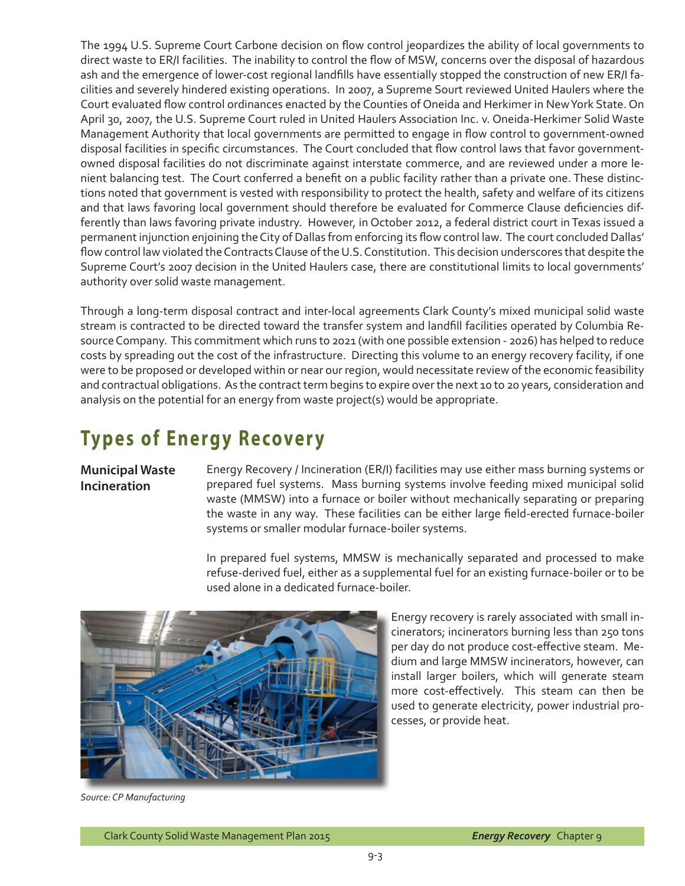The 1994 U.S. Supreme Court Carbone decision on flow control jeopardizes the ability of local governments to direct waste to ER/I facilities. The inability to control the flow of MSW, concerns over the disposal of hazardous ash and the emergence of lower-cost regional landfills have essentially stopped the construction of new ER/I facilities and severely hindered existing operations. In 2007, a Supreme Sourt reviewed United Haulers where the Court evaluated flow control ordinances enacted by the Counties of Oneida and Herkimer in New York State. On April 30, 2007, the U.S. Supreme Court ruled in United Haulers Association Inc. v. Oneida-Herkimer Solid Waste Management Authority that local governments are permitted to engage in flow control to government-owned disposal facilities in specific circumstances. The Court concluded that flow control laws that favor government-owned disposal facilities do not discriminate against interstate commerce, and are reviewed under a more lenient balancing test. The Court conferred a benefit on a public facility rather than a private one. These distinctions noted that government is vested with responsibility to protect the health, safety and welfare of its citizens and that laws favoring local government should therefore be evaluated for Commerce Clause deficiencies differently than laws favoring private industry. However, in October 2012, a federal district court in Texas issued a permanent injunction enjoining the City of Dallas from enforcing its flow control law. The court concluded Dallas' flow control law violated the Contracts Clause of the U.S. Constitution. This decision underscores that despite the Supreme Court's 2007 decision in the United Haulers case, there are constitutional limits to local governments' authority over solid waste management.

Through a long-term disposal contract and inter-local agreements Clark County's mixed municipal solid waste stream is contracted to be directed toward the transfer system and landfill facilities operated by Columbia Resource Company. This commitment which runs to 2021 (with one possible extension - 2026) has helped to reduce costs by spreading out the cost of the infrastructure. Directing this volume to an energy recovery facility, if one were to be proposed or developed within or near our region, would necessitate review of the economic feasibility and contractual obligations. As the contract term begins to expire over the next 10 to 20 years, consideration and analysis on the potential for an energy from waste project(s) would be appropriate.

# Types of Energy Recovery

**Municipal Waste Incineration**

Energy Recovery / Incineration (ER/I) facilities may use either mass burning systems or prepared fuel systems. Mass burning systems involve feeding mixed municipal solid waste (MMSW) into a furnace or boiler without mechanically separating or preparing the waste in any way. These facilities can be either large field-erected furnace-boiler systems or smaller modular furnace-boiler systems.

In prepared fuel systems, MMSW is mechanically separated and processed to make refuse-derived fuel, either as a supplemental fuel for an existing furnace-boiler or to be used alone in a dedicated furnace-boiler.

Energy recovery is rarely associated with small incinerators; incinerators burning less than 250 tons per day do not produce cost-effective steam. Medium and large MMSW incinerators, however, can install larger boilers, which will generate steam more cost-effectively. This steam can then be used to generate electricity, power industrial processes, or provide heat.

*Source: CP Manufacturing*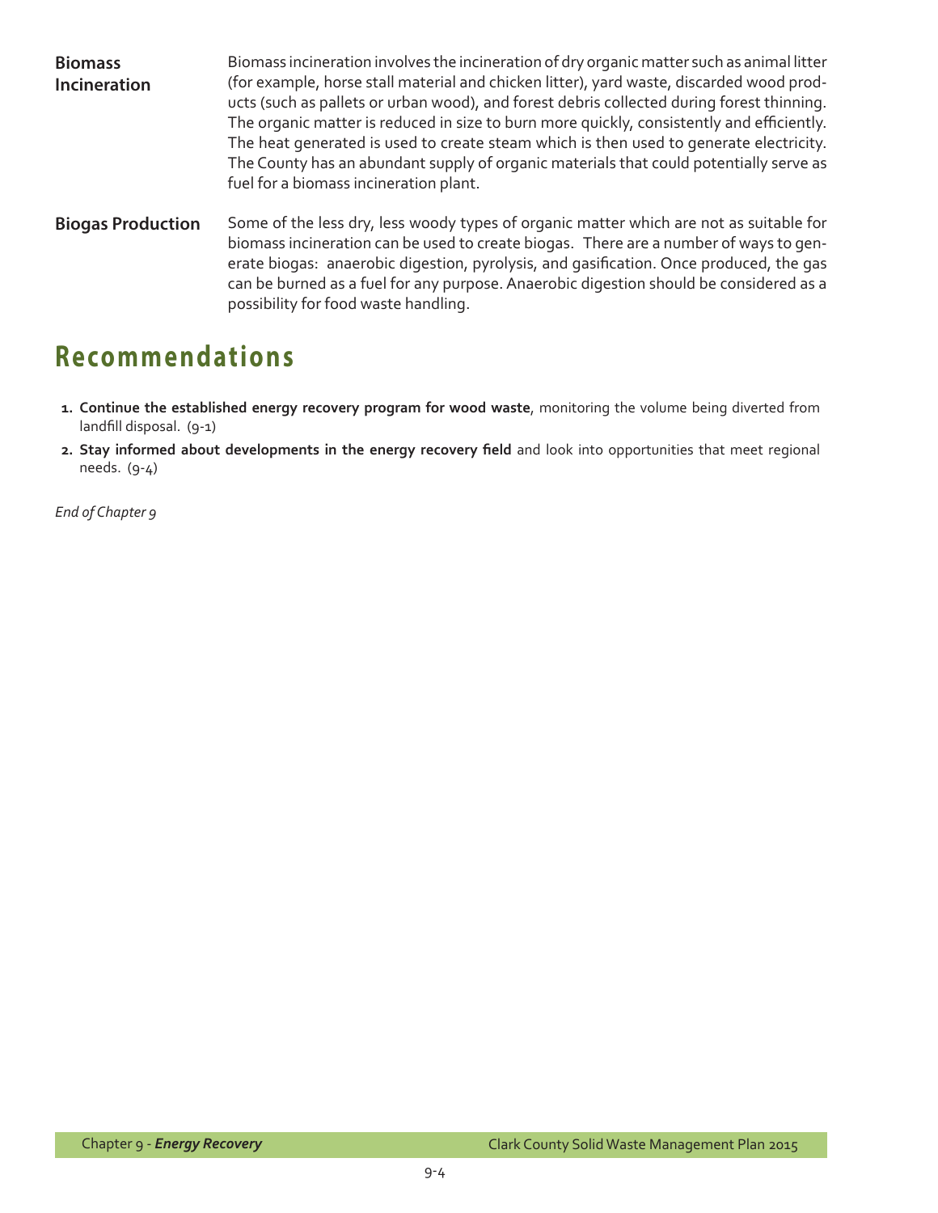**Biomass Incineration**

Biomass incineration involves the incineration of dry organic matter such as animal litter (for example, horse stall material and chicken litter), yard waste, discarded wood products (such as pallets or urban wood), and forest debris collected during forest thinning. The organic matter is reduced in size to burn more quickly, consistently and efficiently. The heat generated is used to create steam which is then used to generate electricity. The County has an abundant supply of organic materials that could potentially serve as fuel for a biomass incineration plant.

**Biogas Production**

Some of the less dry, less woody types of organic matter which are not as suitable for biomass incineration can be used to create biogas. There are a number of ways to generate biogas: anaerobic digestion, pyrolysis, and gasification. Once produced, the gas can be burned as a fuel for any purpose. Anaerobic digestion should be considered as a possibility for food waste handling.

## Recommendations

1. **Continue the established energy recovery program for wood waste**, monitoring the volume being diverted from landfill disposal. (9-1)
2. **Stay informed about developments in the energy recovery field** and look into opportunities that meet regional needs. (9-4)

*End of Chapter 9*